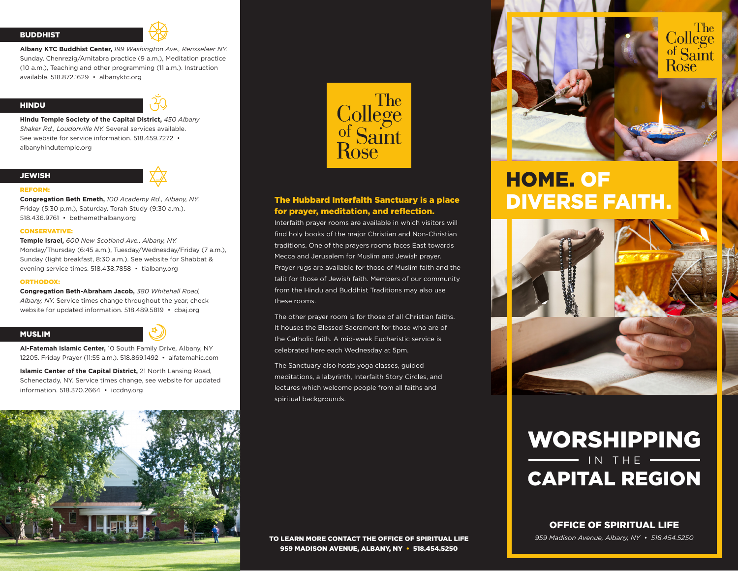## BUDDHIST

**Albany KTC Buddhist Center,** *199 Washington Ave., Rensselaer NY.* Sunday, Chenrezig/Amitabra practice (9 a.m.), Meditation practice (10 a.m.), Teaching and other programming (11 a.m.). Instruction available. 518.872.1629 • albanyktc.org

## HINDU

**Hindu Temple Society of the Capital District,** *450 Albany Shaker Rd., Loudonville NY.* Several services available. See website for service information. 518.459.7272 • albanyhindutemple.org

## JEWISH

**REFORM:**

**Congregation Beth Emeth,** *100 Academy Rd., Albany, NY.* Friday (5:30 p.m.), Saturday, Torah Study (9:30 a.m.). 518.436.9761 • bethemethalbany.org

**CONSERVATIVE:**

**Temple Israel,** *600 New Scotland Ave., Albany, NY.* Monday/Thursday (6:45 a.m.), Tuesday/Wednesday/Friday (7 a.m.), Sunday (light breakfast, 8:30 a.m.). See website for Shabbat & evening service times. 518.438.7858 • tialbany.org

**ORTHODOX:**

**Congregation Beth-Abraham Jacob,** *380 Whitehall Road, Albany, NY.* Service times change throughout the year, check website for updated information. 518.489.5819 • cbaj.org

## MUSLIM

**Al-Fatemah Islamic Center,** 10 South Family Drive, Albany, NY 12205. Friday Prayer (11:55 a.m.). 518.869.1492 • alfatemahic.com

**Islamic Center of the Capital District,** 21 North Lansing Road, Schenectady, NY. Service times change, see website for updated information. 518.370.2664 • iccdny.org

The College of Saint Rose

**The Hubbard Interfaith Sanctuary is a place for prayer, meditation, and reflection.**

Interfaith prayer rooms are available in which visitors will find holy books of the major Christian and Non-Christian traditions. One of the prayers rooms faces East towards Mecca and Jerusalem for Muslim and Jewish prayer. Prayer rugs are available for those of Muslim faith and the talit for those of Jewish faith. Members of our community from the Hindu and Buddhist Traditions may also use these rooms.

The other prayer room is for those of all Christian faiths. It houses the Blessed Sacrament for those who are of the Catholic faith. A mid-week Eucharistic service is celebrated here each Wednesday at 5pm.

The Sanctuary also hosts yoga classes, guided meditations, a labyrinth, Interfaith Story Circles, and lectures which welcome people from all faiths and spiritual backgrounds.

**TO LEARN MORE CONTACT THE OFFICE OF SPIRITUAL LIFE**
**959 MADISON AVENUE, ALBANY, NY • 518.454.5250**

The College of Saint Rose

# HOME. OF DIVERSE FAITH.

# WORSHIPPING IN THE CAPITAL REGION

**OFFICE OF SPIRITUAL LIFE**

*959 Madison Avenue, Albany, NY • 518.454.5250*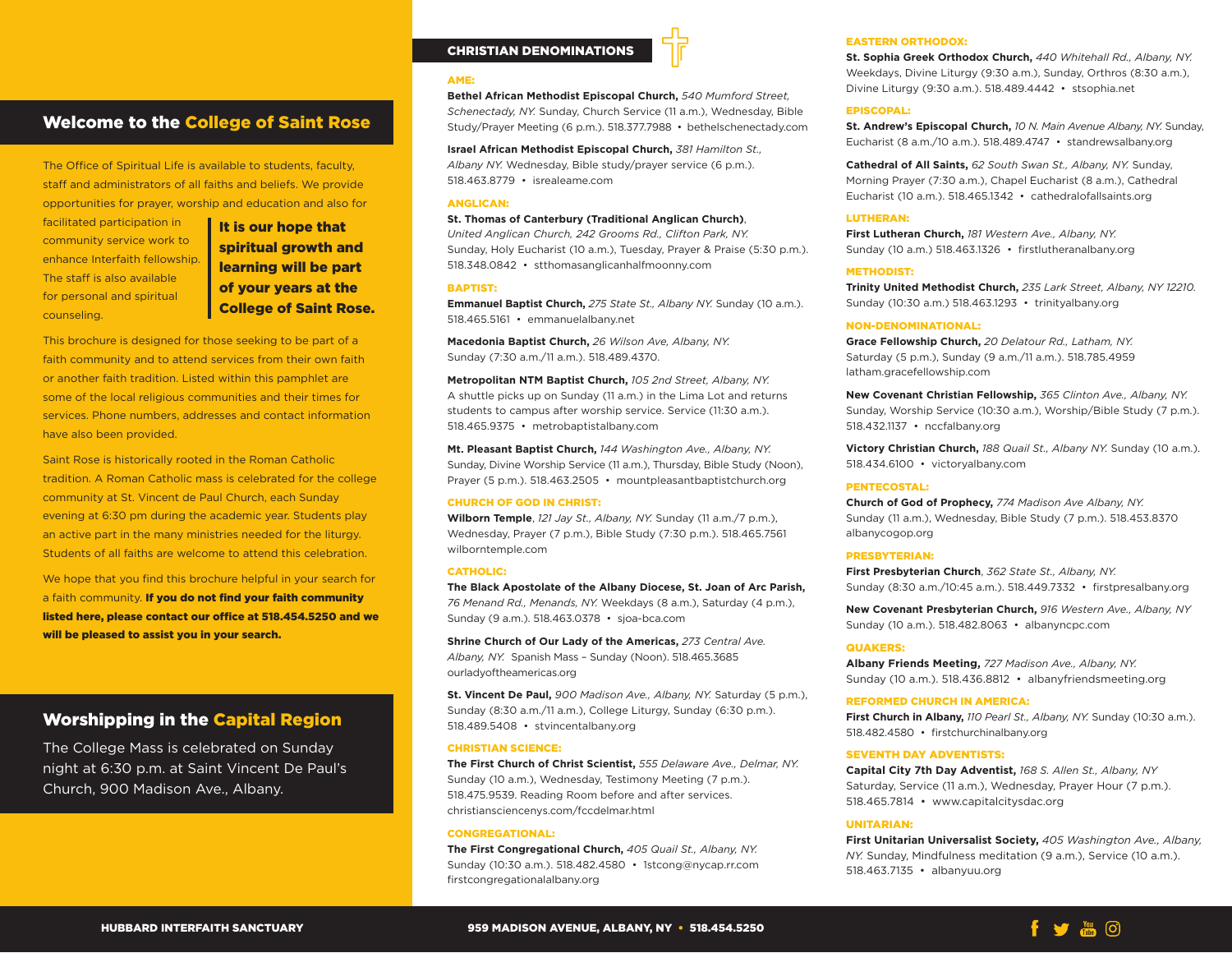## Welcome to the College of Saint Rose

The Office of Spiritual Life is available to students, faculty, staff and administrators of all faiths and beliefs. We provide opportunities for prayer, worship and education and also for facilitated participation in community service work to enhance Interfaith fellowship. The staff is also available for personal and spiritual counseling.

**It is our hope that spiritual growth and learning will be part of your years at the College of Saint Rose.**

This brochure is designed for those seeking to be part of a faith community and to attend services from their own faith or another faith tradition. Listed within this pamphlet are some of the local religious communities and their times for services. Phone numbers, addresses and contact information have also been provided.

Saint Rose is historically rooted in the Roman Catholic tradition. A Roman Catholic mass is celebrated for the college community at St. Vincent de Paul Church, each Sunday evening at 6:30 pm during the academic year. Students play an active part in the many ministries needed for the liturgy. Students of all faiths are welcome to attend this celebration.

We hope that you find this brochure helpful in your search for a faith community. **If you do not find your faith community listed here, please contact our office at 518.454.5250 and we will be pleased to assist you in your search.**

## Worshipping in the Capital Region

The College Mass is celebrated on Sunday night at 6:30 p.m. at Saint Vincent De Paul's Church, 900 Madison Ave., Albany.

## CHRISTIAN DENOMINATIONS

### AME:

**Bethel African Methodist Episcopal Church,** *540 Mumford Street, Schenectady, NY.* Sunday, Church Service (11 a.m.), Wednesday, Bible Study/Prayer Meeting (6 p.m.). 518.377.7988 • bethelschenectady.com

**Israel African Methodist Episcopal Church,** *381 Hamilton St., Albany, NY.* Wednesday, Bible study/prayer service (6 p.m.). 518.463.8779 • isrealeame.com

### ANGLICAN:

**St. Thomas of Canterbury (Traditional Anglican Church)**, *United Anglican Church, 242 Grooms Rd., Clifton Park, NY.* Sunday, Holy Eucharist (10 a.m.), Tuesday, Prayer & Praise (5:30 p.m.). 518.348.0842 • stthomasanglicanhalfmoonny.com

### BAPTIST:

**Emmanuel Baptist Church,** *275 State St., Albany NY.* Sunday (10 a.m.). 518.465.5161 • emmanuelalbany.net

**Macedonia Baptist Church,** *26 Wilson Ave, Albany, NY.* Sunday (7:30 a.m./11 a.m.). 518.489.4370.

**Metropolitan NTM Baptist Church,** *105 2nd Street, Albany, NY.* A shuttle picks up on Sunday (11 a.m.) in the Lima Lot and returns students to campus after worship service. Service (11:30 a.m.). 518.465.9375 • metrobaptistalbany.com

**Mt. Pleasant Baptist Church,** *144 Washington Ave., Albany, NY.* Sunday, Divine Worship Service (11 a.m.), Thursday, Bible Study (Noon), Prayer (5 p.m.). 518.463.2505 • mountpleasantbaptistchurch.org

### CHURCH OF GOD IN CHRIST:

**Wilborn Temple**, *121 Jay St., Albany, NY.* Sunday (11 a.m./7 p.m.), Wednesday, Prayer (7 p.m.), Bible Study (7:30 p.m.). 518.465.7561 wilborntemple.com

### CATHOLIC:

**The Black Apostolate of the Albany Diocese, St. Joan of Arc Parish,** *76 Menand Rd., Menands, NY.* Weekdays (8 a.m.), Saturday (4 p.m.), Sunday (9 a.m.). 518.463.0378 • sjoa-bca.com

**Shrine Church of Our Lady of the Americas,** *273 Central Ave. Albany, NY.* Spanish Mass – Sunday (Noon). 518.465.3685 ourladyoftheamericas.org

**St. Vincent De Paul,** *900 Madison Ave., Albany, NY.* Saturday (5 p.m.), Sunday (8:30 a.m./11 a.m.), College Liturgy, Sunday (6:30 p.m.). 518.489.5408 • stvincentalbany.org

### CHRISTIAN SCIENCE:

**The First Church of Christ Scientist,** *555 Delaware Ave., Delmar, NY.* Sunday (10 a.m.), Wednesday, Testimony Meeting (7 p.m.). 518.475.9539. Reading Room before and after services. christiansciencenys.com/fccdelmar.html

### CONGREGATIONAL:

**The First Congregational Church,** *405 Quail St., Albany, NY.* Sunday (10:30 a.m.). 518.482.4580 • 1stcong@nycap.rr.com firstcongregationalalbany.org

### EASTERN ORTHODOX:

**St. Sophia Greek Orthodox Church,** *440 Whitehall Rd., Albany, NY.* Weekdays, Divine Liturgy (9:30 a.m.), Sunday, Orthros (8:30 a.m.), Divine Liturgy (9:30 a.m.). 518.489.4442 • stsophia.net

### EPISCOPAL:

**St. Andrew's Episcopal Church,** *10 N. Main Avenue Albany, NY.* Sunday, Eucharist (8 a.m./10 a.m.). 518.489.4747 • standrewsalbany.org

**Cathedral of All Saints,** *62 South Swan St., Albany, NY.* Sunday, Morning Prayer (7:30 a.m.), Chapel Eucharist (8 a.m.), Cathedral Eucharist (10 a.m.). 518.465.1342 • cathedralofallsaints.org

### LUTHERAN:

**First Lutheran Church,** *181 Western Ave., Albany, NY.* Sunday (10 a.m.) 518.463.1326 • firstlutheranalbany.org

### METHODIST:

**Trinity United Methodist Church,** *235 Lark Street, Albany, NY 12210.* Sunday (10:30 a.m.) 518.463.1293 • trinityalbany.org

### NON-DENOMINATIONAL:

**Grace Fellowship Church,** *20 Delatour Rd., Latham, NY.* Saturday (5 p.m.), Sunday (9 a.m./11 a.m.). 518.785.4959 latham.gracefellowship.com

**New Covenant Christian Fellowship,** *365 Clinton Ave., Albany, NY.* Sunday, Worship Service (10:30 a.m.), Worship/Bible Study (7 p.m.). 518.432.1137 • nccfalbany.org

**Victory Christian Church,** *188 Quail St., Albany NY.* Sunday (10 a.m.). 518.434.6100 • victoryalbany.com

### PENTECOSTAL:

**Church of God of Prophecy,** *774 Madison Ave Albany, NY.* Sunday (11 a.m.), Wednesday, Bible Study (7 p.m.). 518.453.8370 albanycogop.org

### PRESBYTERIAN:

**First Presbyterian Church**, *362 State St., Albany, NY.* Sunday (8:30 a.m./10:45 a.m.). 518.449.7332 • firstpresalbany.org

**New Covenant Presbyterian Church,** *916 Western Ave., Albany, NY* Sunday (10 a.m.). 518.482.8063 • albanyncpc.com

### QUAKERS:

**Albany Friends Meeting,** *727 Madison Ave., Albany, NY.* Sunday (10 a.m.). 518.436.8812 • albanyfriendsmeeting.org

### REFORMED CHURCH IN AMERICA:

**First Church in Albany,** *110 Pearl St., Albany, NY.* Sunday (10:30 a.m.). 518.482.4580 • firstchurchinalbany.org

### SEVENTH DAY ADVENTISTS:

**Capital City 7th Day Adventist,** *168 S. Allen St., Albany, NY* Saturday, Service (11 a.m.), Wednesday, Prayer Hour (7 p.m.). 518.465.7814 • www.capitalcitysdac.org

### UNITARIAN:

**First Unitarian Universalist Society,** *405 Washington Ave., Albany, NY.* Sunday, Mindfulness meditation (9 a.m.), Service (10 a.m.). 518.463.7135 • albanyuu.org

**HUBBARD INTERFAITH SANCTUARY** 959 MADISON AVENUE, ALBANY, NY • 518.454.5250